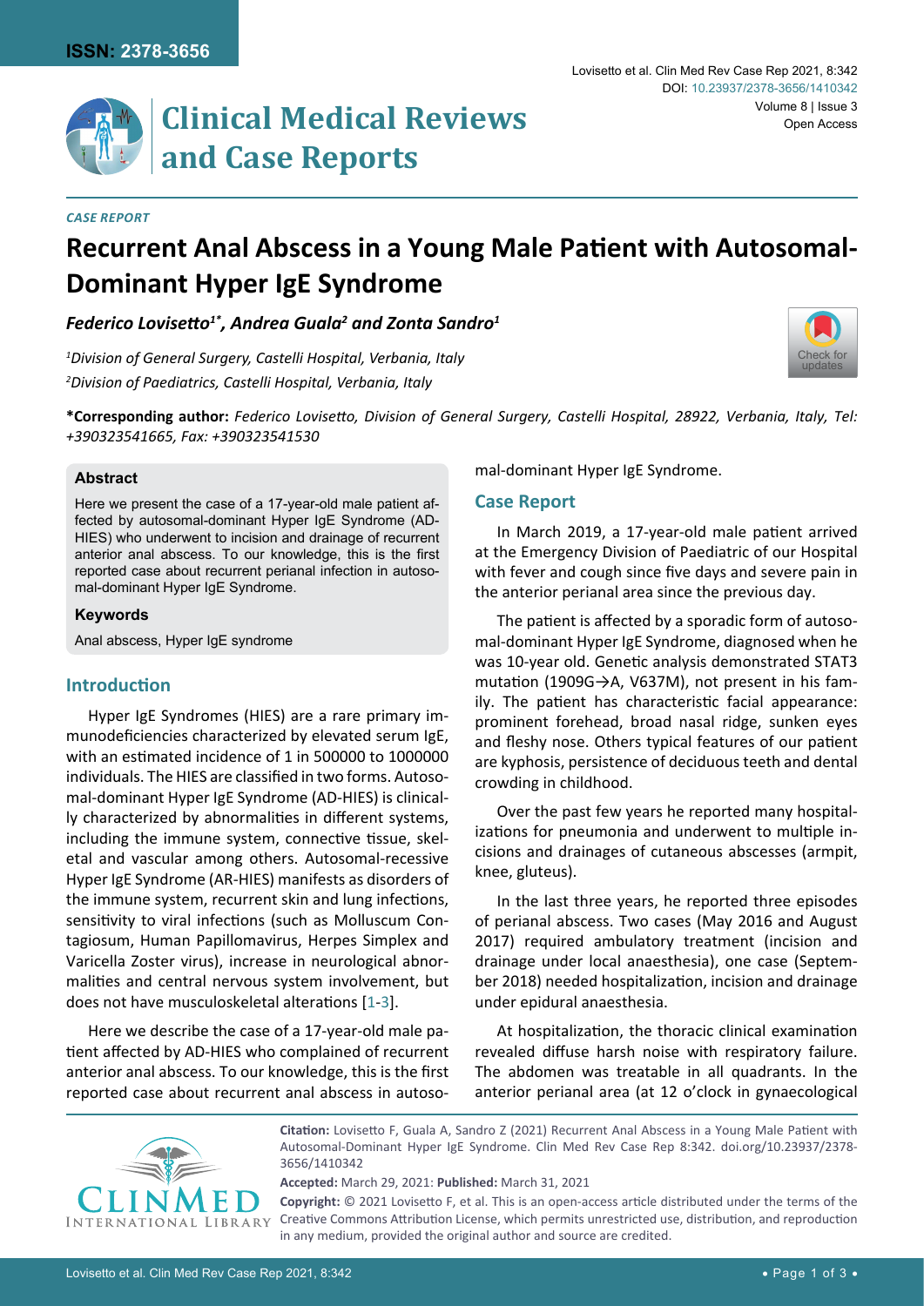CASE REPORT

# Recurrent Anal Abscess in a Young Male Patient with Autosomal-Dominant Hyper IgE Syndrome

***Federico Lovisetto[1*], Andrea Guala[2] and Zonta Sandro[1]***

*[1]Division of General Surgery, Castelli Hospital, Verbania, Italy*

*[2]Division of Paediatrics, Castelli Hospital, Verbania, Italy*

**\*Corresponding author:** *Federico Lovisetto, Division of General Surgery, Castelli Hospital, 28922, Verbania, Italy, Tel: +390323541665, Fax: +390323541530*

### Abstract

Here we present the case of a 17-year-old male patient affected by autosomal-dominant Hyper IgE Syndrome (AD-HIES) who underwent to incision and drainage of recurrent anterior anal abscess. To our knowledge, this is the first reported case about recurrent perianal infection in autosomal-dominant Hyper IgE Syndrome.

### Keywords

Anal abscess, Hyper IgE syndrome

## Introduction

Hyper IgE Syndromes (HIES) are a rare primary immunodeficiencies characterized by elevated serum IgE, with an estimated incidence of 1 in 500000 to 1000000 individuals. The HIES are classified in two forms. Autosomal-dominant Hyper IgE Syndrome (AD-HIES) is clinically characterized by abnormalities in different systems, including the immune system, connective tissue, skeletal and vascular among others. Autosomal-recessive Hyper IgE Syndrome (AR-HIES) manifests as disorders of the immune system, recurrent skin and lung infections, sensitivity to viral infections (such as Molluscum Contagiosum, Human Papillomavirus, Herpes Simplex and Varicella Zoster virus), increase in neurological abnormalities and central nervous system involvement, but does not have musculoskeletal alterations [1-3].

Here we describe the case of a 17-year-old male patient affected by AD-HIES who complained of recurrent anterior anal abscess. To our knowledge, this is the first reported case about recurrent anal abscess in autosomal-dominant Hyper IgE Syndrome.

## Case Report

In March 2019, a 17-year-old male patient arrived at the Emergency Division of Paediatric of our Hospital with fever and cough since five days and severe pain in the anterior perianal area since the previous day.

The patient is affected by a sporadic form of autosomal-dominant Hyper IgE Syndrome, diagnosed when he was 10-year old. Genetic analysis demonstrated STAT3 mutation (1909G→A, V637M), not present in his family. The patient has characteristic facial appearance: prominent forehead, broad nasal ridge, sunken eyes and fleshy nose. Others typical features of our patient are kyphosis, persistence of deciduous teeth and dental crowding in childhood.

Over the past few years he reported many hospitalizations for pneumonia and underwent to multiple incisions and drainages of cutaneous abscesses (armpit, knee, gluteus).

In the last three years, he reported three episodes of perianal abscess. Two cases (May 2016 and August 2017) required ambulatory treatment (incision and drainage under local anaesthesia), one case (September 2018) needed hospitalization, incision and drainage under epidural anaesthesia.

At hospitalization, the thoracic clinical examination revealed diffuse harsh noise with respiratory failure. The abdomen was treatable in all quadrants. In the anterior perianal area (at 12 o'clock in gynaecological

**Citation:** Lovisetto F, Guala A, Sandro Z (2021) Recurrent Anal Abscess in a Young Male Patient with Autosomal-Dominant Hyper IgE Syndrome. Clin Med Rev Case Rep 8:342. doi.org/10.23937/2378-3656/1410342

**Accepted:** March 29, 2021: **Published:** March 31, 2021

**Copyright:** © 2021 Lovisetto F, et al. This is an open-access article distributed under the terms of the Creative Commons Attribution License, which permits unrestricted use, distribution, and reproduction in any medium, provided the original author and source are credited.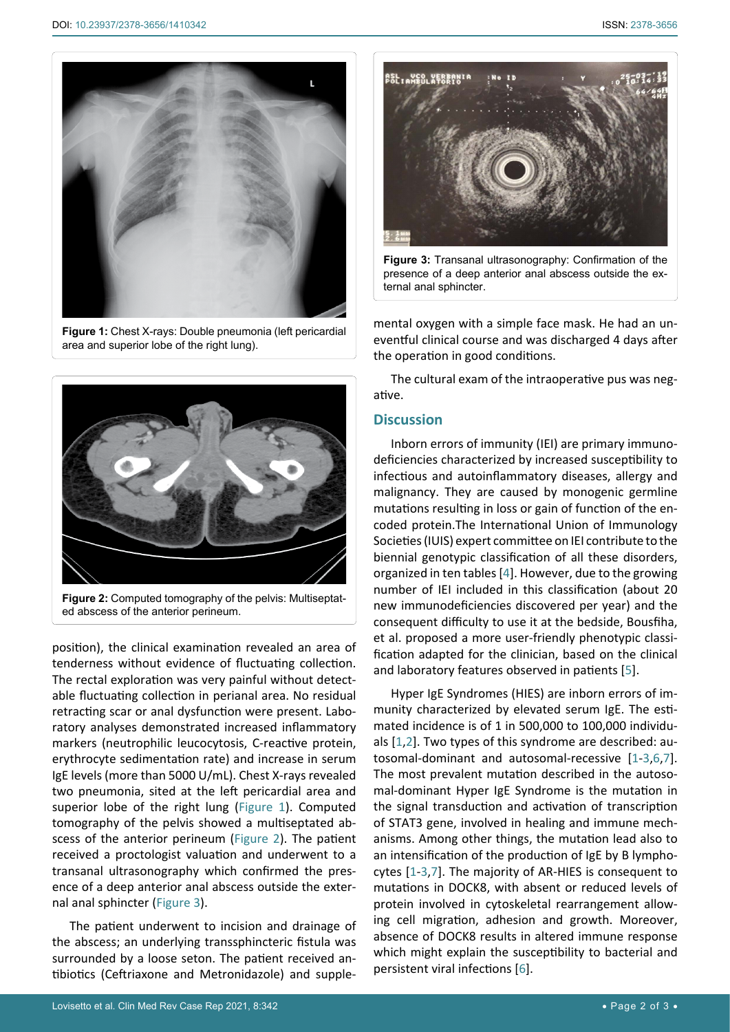Figure 1: Chest X-rays: Double pneumonia (left pericardial area and superior lobe of the right lung).

Figure 2: Computed tomography of the pelvis: Multiseptated abscess of the anterior perineum.

position), the clinical examination revealed an area of tenderness without evidence of fluctuating collection. The rectal exploration was very painful without detectable fluctuating collection in perianal area. No residual retracting scar or anal dysfunction were present. Laboratory analyses demonstrated increased inflammatory markers (neutrophilic leucocytosis, C-reactive protein, erythrocyte sedimentation rate) and increase in serum IgE levels (more than 5000 U/mL). Chest X-rays revealed two pneumonia, sited at the left pericardial area and superior lobe of the right lung (Figure 1). Computed tomography of the pelvis showed a multiseptated abscess of the anterior perineum (Figure 2). The patient received a proctologist valuation and underwent to a transanal ultrasonography which confirmed the presence of a deep anterior anal abscess outside the external anal sphincter (Figure 3).

The patient underwent to incision and drainage of the abscess; an underlying transsphincteric fistula was surrounded by a loose seton. The patient received antibiotics (Ceftriaxone and Metronidazole) and supplemental oxygen with a simple face mask. He had an uneventful clinical course and was discharged 4 days after the operation in good conditions.

Figure 3: Transanal ultrasonography: Confirmation of the presence of a deep anterior anal abscess outside the external anal sphincter.

The cultural exam of the intraoperative pus was negative.

## Discussion

Inborn errors of immunity (IEI) are primary immunodeficiencies characterized by increased susceptibility to infectious and autoinflammatory diseases, allergy and malignancy. They are caused by monogenic germline mutations resulting in loss or gain of function of the encoded protein.The International Union of Immunology Societies (IUIS) expert committee on IEI contribute to the biennial genotypic classification of all these disorders, organized in ten tables [4]. However, due to the growing number of IEI included in this classification (about 20 new immunodeficiencies discovered per year) and the consequent difficulty to use it at the bedside, Bousfiha, et al. proposed a more user-friendly phenotypic classification adapted for the clinician, based on the clinical and laboratory features observed in patients [5].

Hyper IgE Syndromes (HIES) are inborn errors of immunity characterized by elevated serum IgE. The estimated incidence is of 1 in 500,000 to 100,000 individuals [1,2]. Two types of this syndrome are described: autosomal-dominant and autosomal-recessive [1-3,6,7]. The most prevalent mutation described in the autosomal-dominant Hyper IgE Syndrome is the mutation in the signal transduction and activation of transcription of STAT3 gene, involved in healing and immune mechanisms. Among other things, the mutation lead also to an intensification of the production of IgE by B lymphocytes [1-3,7]. The majority of AR-HIES is consequent to mutations in DOCK8, with absent or reduced levels of protein involved in cytoskeletal rearrangement allowing cell migration, adhesion and growth. Moreover, absence of DOCK8 results in altered immune response which might explain the susceptibility to bacterial and persistent viral infections [6].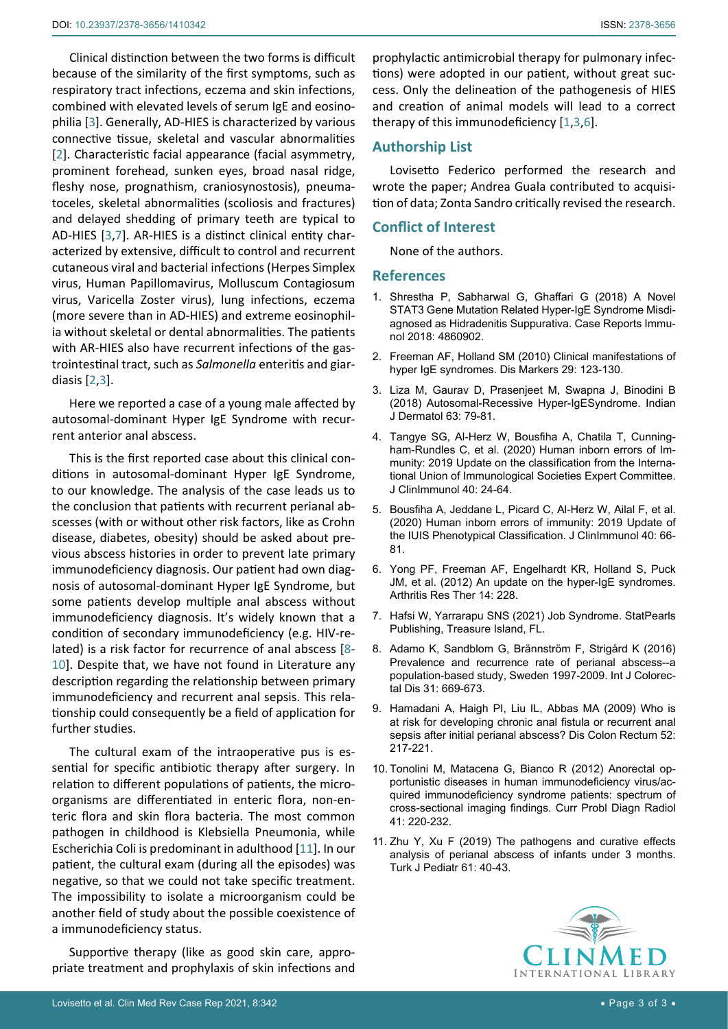Clinical distinction between the two forms is difficult because of the similarity of the first symptoms, such as respiratory tract infections, eczema and skin infections, combined with elevated levels of serum IgE and eosinophilia [3]. Generally, AD-HIES is characterized by various connective tissue, skeletal and vascular abnormalities [2]. Characteristic facial appearance (facial asymmetry, prominent forehead, sunken eyes, broad nasal ridge, fleshy nose, prognathism, craniosynostosis), pneumatoceles, skeletal abnormalities (scoliosis and fractures) and delayed shedding of primary teeth are typical to AD-HIES [3,7]. AR-HIES is a distinct clinical entity characterized by extensive, difficult to control and recurrent cutaneous viral and bacterial infections (Herpes Simplex virus, Human Papillomavirus, Molluscum Contagiosum virus, Varicella Zoster virus), lung infections, eczema (more severe than in AD-HIES) and extreme eosinophilia without skeletal or dental abnormalities. The patients with AR-HIES also have recurrent infections of the gastrointestinal tract, such as *Salmonella* enteritis and giardiasis [2,3].

Here we reported a case of a young male affected by autosomal-dominant Hyper IgE Syndrome with recurrent anterior anal abscess.

This is the first reported case about this clinical conditions in autosomal-dominant Hyper IgE Syndrome, to our knowledge. The analysis of the case leads us to the conclusion that patients with recurrent perianal abscesses (with or without other risk factors, like as Crohn disease, diabetes, obesity) should be asked about previous abscess histories in order to prevent late primary immunodeficiency diagnosis. Our patient had own diagnosis of autosomal-dominant Hyper IgE Syndrome, but some patients develop multiple anal abscess without immunodeficiency diagnosis. It's widely known that a condition of secondary immunodeficiency (e.g. HIV-related) is a risk factor for recurrence of anal abscess [8-10]. Despite that, we have not found in Literature any description regarding the relationship between primary immunodeficiency and recurrent anal sepsis. This relationship could consequently be a field of application for further studies.

The cultural exam of the intraoperative pus is essential for specific antibiotic therapy after surgery. In relation to different populations of patients, the microorganisms are differentiated in enteric flora, non-enteric flora and skin flora bacteria. The most common pathogen in childhood is Klebsiella Pneumonia, while Escherichia Coli is predominant in adulthood [11]. In our patient, the cultural exam (during all the episodes) was negative, so that we could not take specific treatment. The impossibility to isolate a microorganism could be another field of study about the possible coexistence of a immunodeficiency status.

Supportive therapy (like as good skin care, appropriate treatment and prophylaxis of skin infections and prophylactic antimicrobial therapy for pulmonary infections) were adopted in our patient, without great success. Only the delineation of the pathogenesis of HIES and creation of animal models will lead to a correct therapy of this immunodeficiency [1,3,6].

## Authorship List

Lovisetto Federico performed the research and wrote the paper; Andrea Guala contributed to acquisition of data; Zonta Sandro critically revised the research.

## Conflict of Interest

None of the authors.

## References

1. Shrestha P, Sabharwal G, Ghaffari G (2018) A Novel STAT3 Gene Mutation Related Hyper-IgE Syndrome Misdiagnosed as Hidradenitis Suppurativa. Case Reports Immunol 2018: 4860902.
2. Freeman AF, Holland SM (2010) Clinical manifestations of hyper IgE syndromes. Dis Markers 29: 123-130.
3. Liza M, Gaurav D, Prasenjeet M, Swapna J, Binodini B (2018) Autosomal-Recessive Hyper-IgESyndrome. Indian J Dermatol 63: 79-81.
4. Tangye SG, Al-Herz W, Bousfiha A, Chatila T, Cunningham-Rundles C, et al. (2020) Human inborn errors of Immunity: 2019 Update on the classification from the International Union of Immunological Societies Expert Committee. J ClinImmunol 40: 24-64.
5. Bousfiha A, Jeddane L, Picard C, Al-Herz W, Ailal F, et al. (2020) Human inborn errors of immunity: 2019 Update of the IUIS Phenotypical Classification. J ClinImmunol 40: 66-81.
6. Yong PF, Freeman AF, Engelhardt KR, Holland S, Puck JM, et al. (2012) An update on the hyper-IgE syndromes. Arthritis Res Ther 14: 228.
7. Hafsi W, Yarrarapu SNS (2021) Job Syndrome. StatPearls Publishing, Treasure Island, FL.
8. Adamo K, Sandblom G, Brännström F, Strigård K (2016) Prevalence and recurrence rate of perianal abscess--a population-based study, Sweden 1997-2009. Int J Colorectal Dis 31: 669-673.
9. Hamadani A, Haigh PI, Liu IL, Abbas MA (2009) Who is at risk for developing chronic anal fistula or recurrent anal sepsis after initial perianal abscess? Dis Colon Rectum 52: 217-221.
10. Tonolini M, Matacena G, Bianco R (2012) Anorectal opportunistic diseases in human immunodeficiency virus/acquired immunodeficiency syndrome patients: spectrum of cross-sectional imaging findings. Curr Probl Diagn Radiol 41: 220-232.
11. Zhu Y, Xu F (2019) The pathogens and curative effects analysis of perianal abscess of infants under 3 months. Turk J Pediatr 61: 40-43.